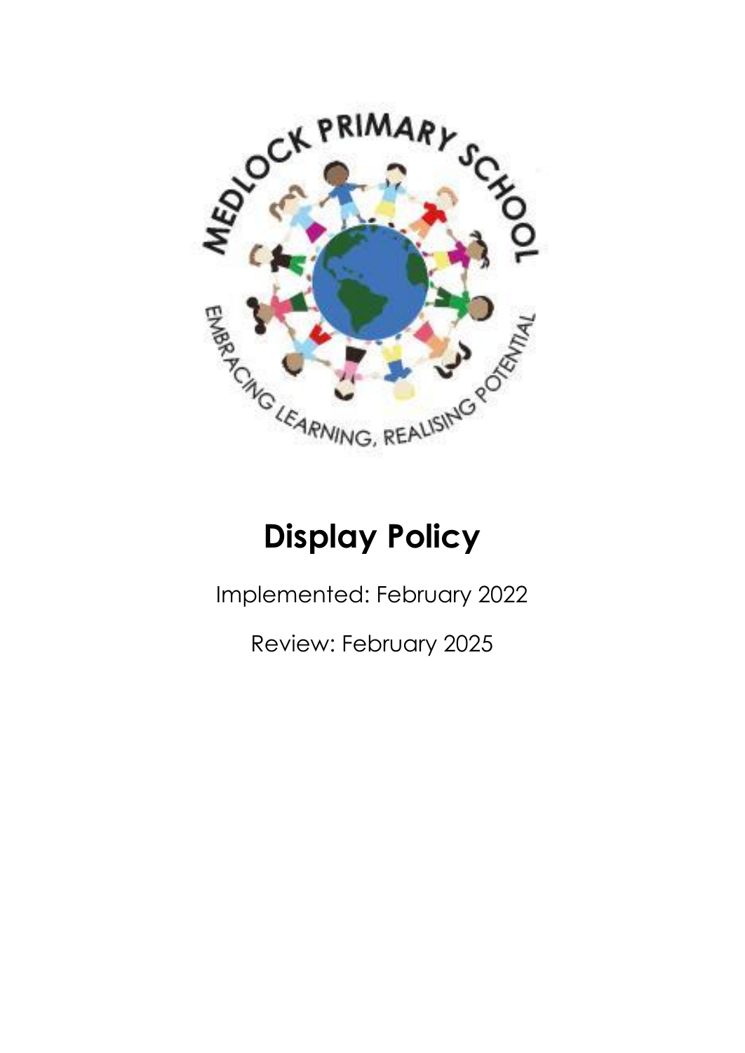# Display Policy

Implemented: February 2022

Review: February 2025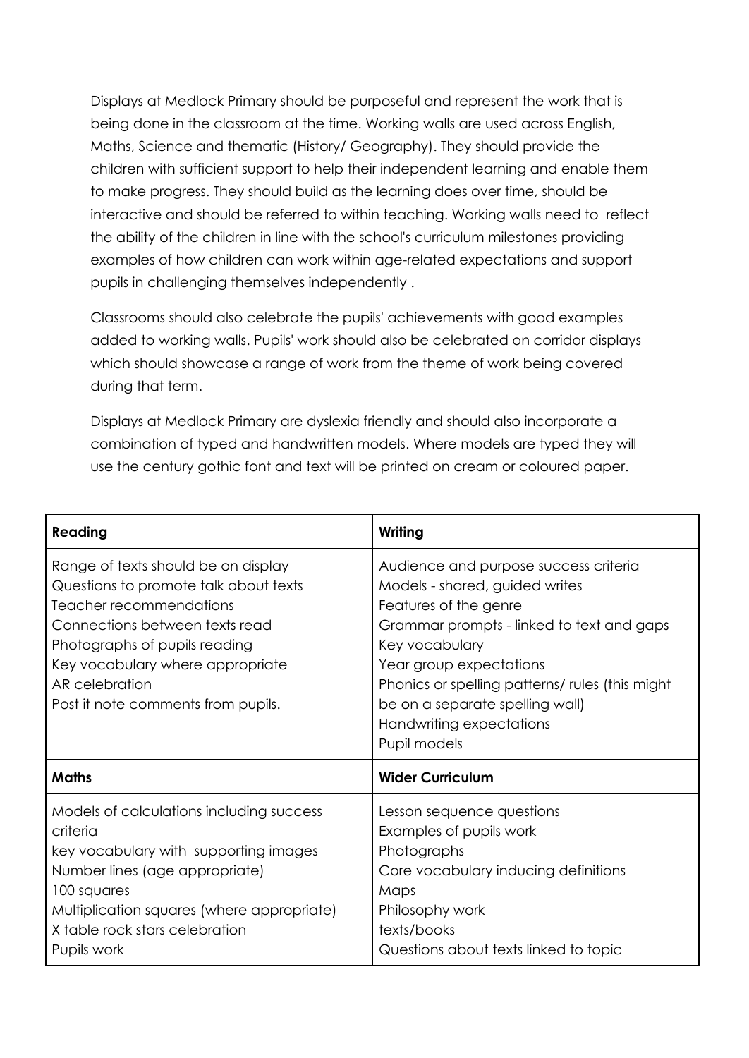Displays at Medlock Primary should be purposeful and represent the work that is being done in the classroom at the time. Working walls are used across English, Maths, Science and thematic (History/ Geography). They should provide the children with sufficient support to help their independent learning and enable them to make progress. They should build as the learning does over time, should be interactive and should be referred to within teaching. Working walls need to reflect the ability of the children in line with the school's curriculum milestones providing examples of how children can work within age-related expectations and support pupils in challenging themselves independently .

Classrooms should also celebrate the pupils' achievements with good examples added to working walls. Pupils' work should also be celebrated on corridor displays which should showcase a range of work from the theme of work being covered during that term.

Displays at Medlock Primary are dyslexia friendly and should also incorporate a combination of typed and handwritten models. Where models are typed they will use the century gothic font and text will be printed on cream or coloured paper.

| **Reading** | **Writing** |
| --- | --- |
| Range of texts should be on display<br>Questions to promote talk about texts<br>Teacher recommendations<br>Connections between texts read<br>Photographs of pupils reading<br>Key vocabulary where appropriate<br>AR celebration<br>Post it note comments from pupils. | Audience and purpose success criteria<br>Models - shared, guided writes<br>Features of the genre<br>Grammar prompts - linked to text and gaps<br>Key vocabulary<br>Year group expectations<br>Phonics or spelling patterns/ rules (this might be on a separate spelling wall)<br>Handwriting expectations<br>Pupil models |
| **Maths** | **Wider Curriculum** |
| Models of calculations including success criteria<br>key vocabulary with supporting images<br>Number lines (age appropriate)<br>100 squares<br>Multiplication squares (where appropriate)<br>X table rock stars celebration<br>Pupils work | Lesson sequence questions<br>Examples of pupils work<br>Photographs<br>Core vocabulary inducing definitions<br>Maps<br>Philosophy work<br>texts/books<br>Questions about texts linked to topic |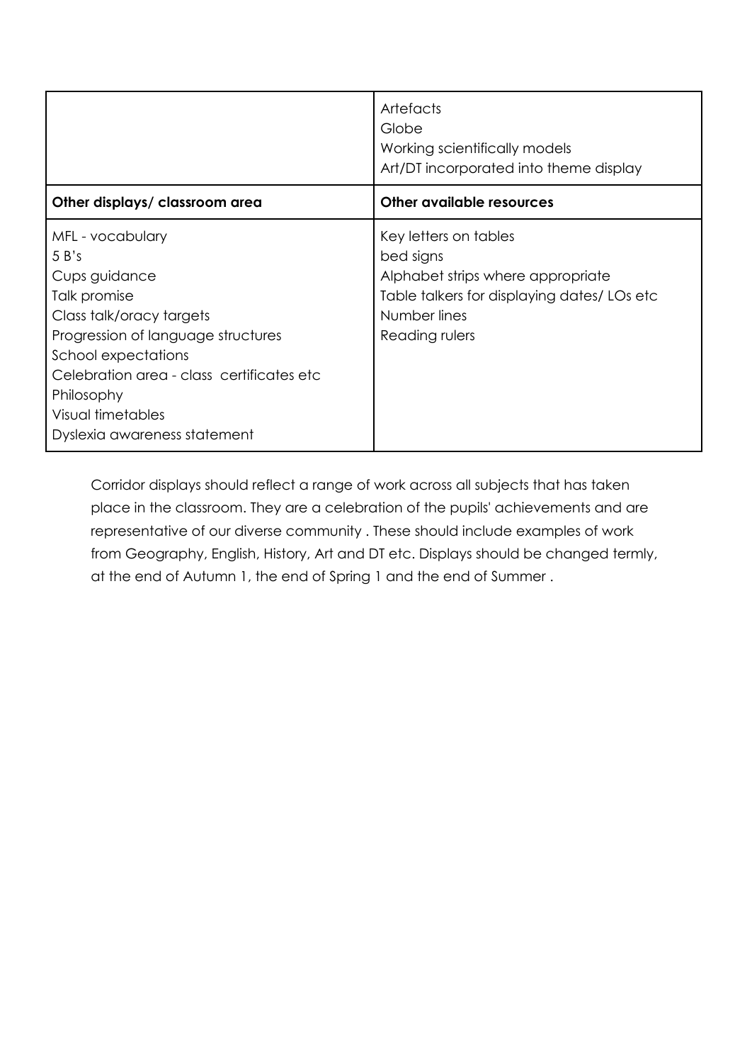| | |
|---|---|
| | Artefacts<br>Globe<br>Working scientifically models<br>Art/DT incorporated into theme display |
| **Other displays/ classroom area** | **Other available resources** |
| MFL - vocabulary<br>5 B's<br>Cups guidance<br>Talk promise<br>Class talk/oracy targets<br>Progression of language structures<br>School expectations<br>Celebration area - class certificates etc<br>Philosophy<br>Visual timetables<br>Dyslexia awareness statement | Key letters on tables<br>bed signs<br>Alphabet strips where appropriate<br>Table talkers for displaying dates/ LOs etc<br>Number lines<br>Reading rulers |

Corridor displays should reflect a range of work across all subjects that has taken place in the classroom. They are a celebration of the pupils' achievements and are representative of our diverse community . These should include examples of work from Geography, English, History, Art and DT etc. Displays should be changed termly, at the end of Autumn 1, the end of Spring 1 and the end of Summer .